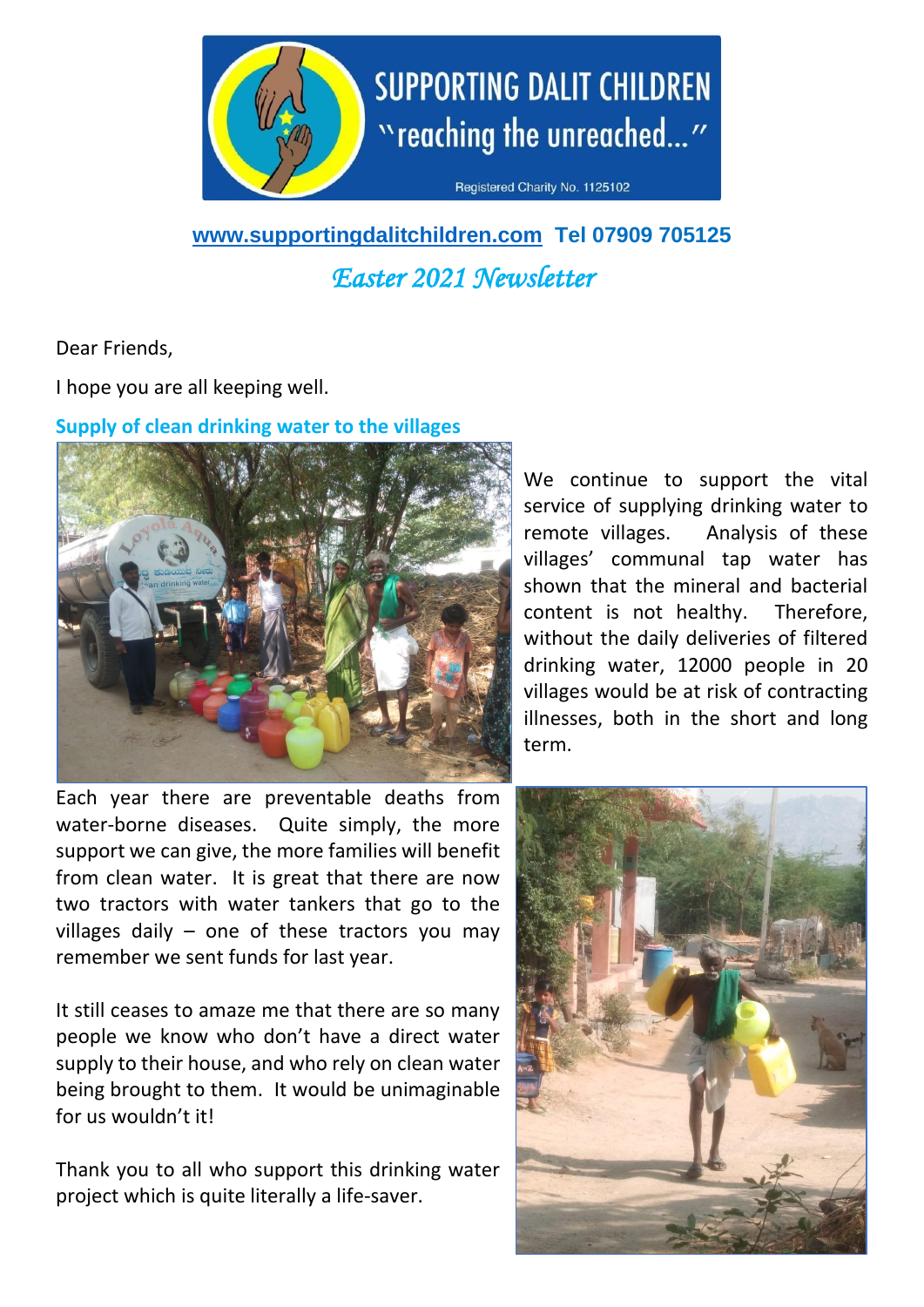**SUPPORTING DALIT CHILDREN**

"reaching the unreached..."

Registered Charity No. 1125102

www.supportingdalitchildren.com **Tel 07909 705125**

# *Easter 2021 Newsletter*

Dear Friends,

I hope you are all keeping well.

## Supply of clean drinking water to the villages

We continue to support the vital service of supplying drinking water to remote villages. Analysis of these villages' communal tap water has shown that the mineral and bacterial content is not healthy. Therefore, without the daily deliveries of filtered drinking water, 12000 people in 20 villages would be at risk of contracting illnesses, both in the short and long term.

Each year there are preventable deaths from water-borne diseases. Quite simply, the more support we can give, the more families will benefit from clean water. It is great that there are now two tractors with water tankers that go to the villages daily – one of these tractors you may remember we sent funds for last year.

It still ceases to amaze me that there are so many people we know who don't have a direct water supply to their house, and who rely on clean water being brought to them. It would be unimaginable for us wouldn't it!

Thank you to all who support this drinking water project which is quite literally a life-saver.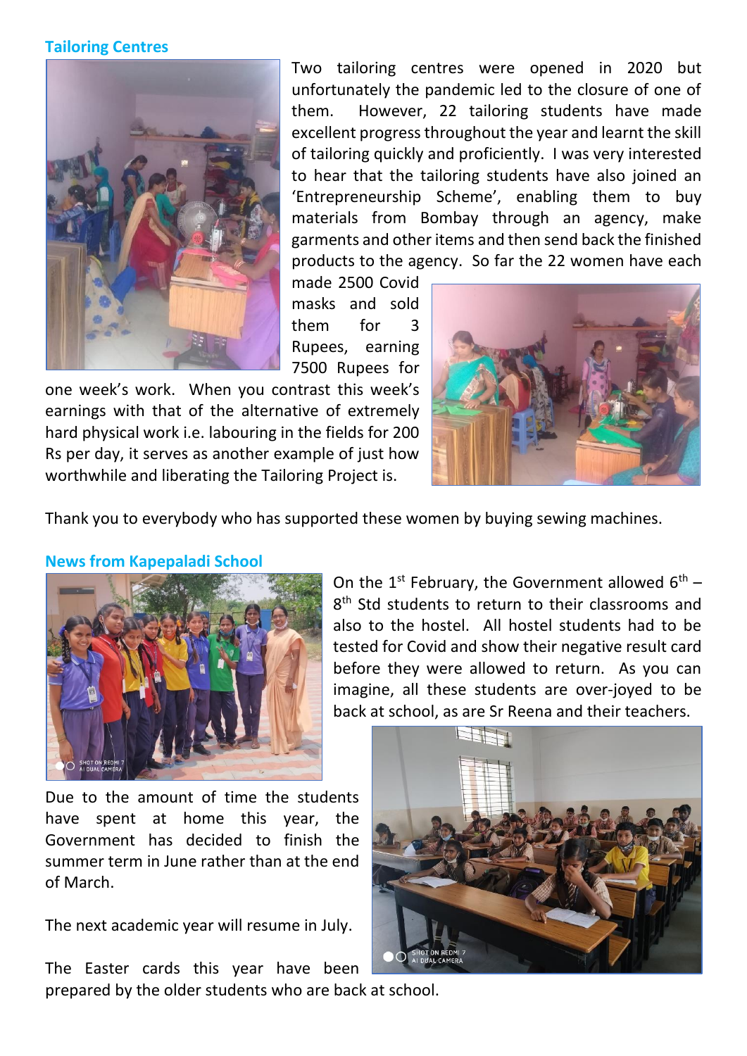## Tailoring Centres

Two tailoring centres were opened in 2020 but unfortunately the pandemic led to the closure of one of them. However, 22 tailoring students have made excellent progress throughout the year and learnt the skill of tailoring quickly and proficiently. I was very interested to hear that the tailoring students have also joined an 'Entrepreneurship Scheme', enabling them to buy materials from Bombay through an agency, make garments and other items and then send back the finished products to the agency. So far the 22 women have each made 2500 Covid masks and sold them for 3 Rupees, earning 7500 Rupees for one week's work. When you contrast this week's earnings with that of the alternative of extremely hard physical work i.e. labouring in the fields for 200 Rs per day, it serves as another example of just how worthwhile and liberating the Tailoring Project is.

Thank you to everybody who has supported these women by buying sewing machines.

## News from Kapepaladi School

On the 1st February, the Government allowed 6th – 8th Std students to return to their classrooms and also to the hostel. All hostel students had to be tested for Covid and show their negative result card before they were allowed to return. As you can imagine, all these students are over-joyed to be back at school, as are Sr Reena and their teachers.

Due to the amount of time the students have spent at home this year, the Government has decided to finish the summer term in June rather than at the end of March.

The next academic year will resume in July.

The Easter cards this year have been prepared by the older students who are back at school.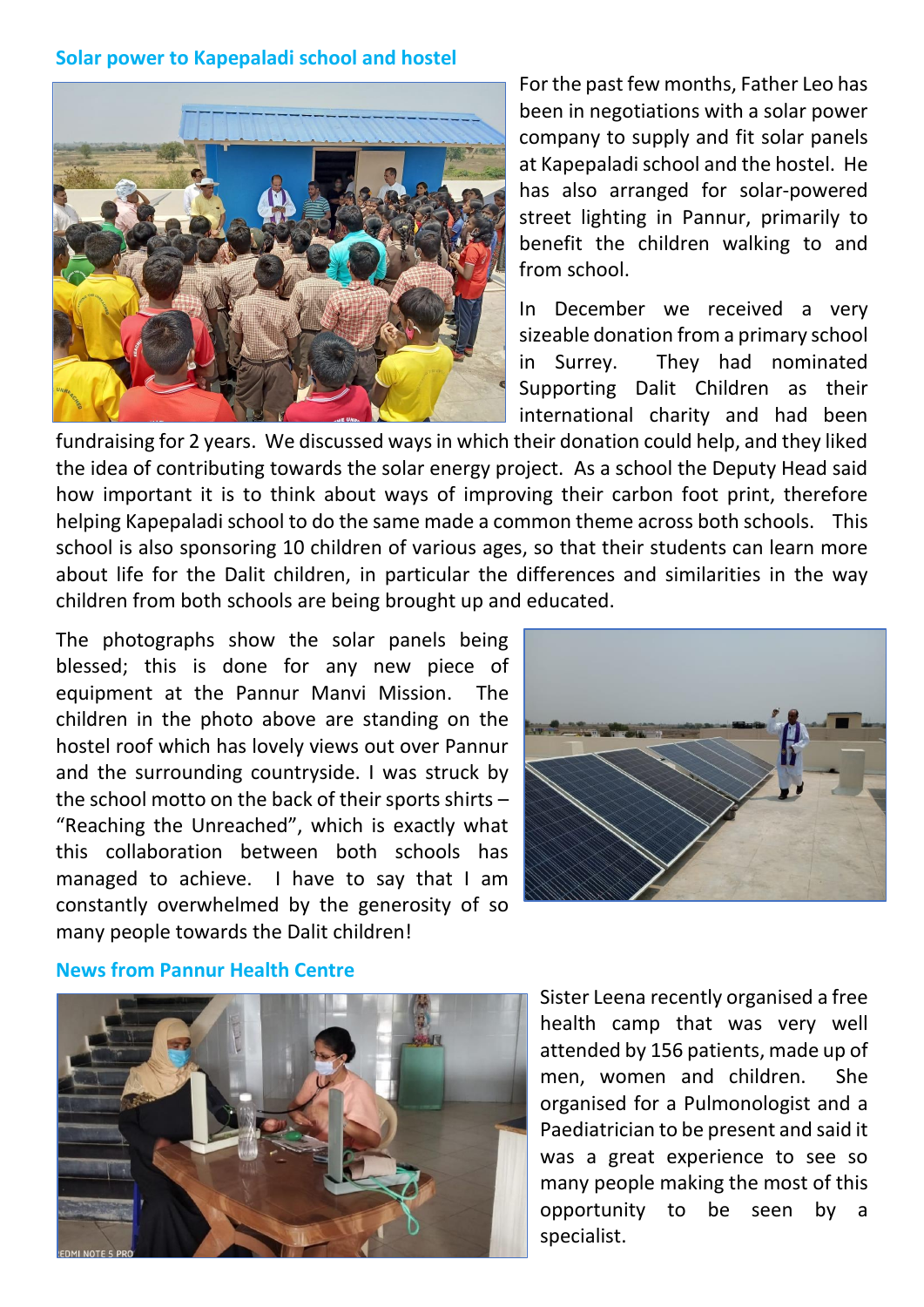## Solar power to Kapepaladi school and hostel

For the past few months, Father Leo has been in negotiations with a solar power company to supply and fit solar panels at Kapepaladi school and the hostel. He has also arranged for solar-powered street lighting in Pannur, primarily to benefit the children walking to and from school.

In December we received a very sizeable donation from a primary school in Surrey. They had nominated Supporting Dalit Children as their international charity and had been fundraising for 2 years. We discussed ways in which their donation could help, and they liked the idea of contributing towards the solar energy project. As a school the Deputy Head said how important it is to think about ways of improving their carbon foot print, therefore helping Kapepaladi school to do the same made a common theme across both schools. This school is also sponsoring 10 children of various ages, so that their students can learn more about life for the Dalit children, in particular the differences and similarities in the way children from both schools are being brought up and educated.

The photographs show the solar panels being blessed; this is done for any new piece of equipment at the Pannur Manvi Mission. The children in the photo above are standing on the hostel roof which has lovely views out over Pannur and the surrounding countryside. I was struck by the school motto on the back of their sports shirts – "Reaching the Unreached", which is exactly what this collaboration between both schools has managed to achieve. I have to say that I am constantly overwhelmed by the generosity of so many people towards the Dalit children!

## News from Pannur Health Centre

Sister Leena recently organised a free health camp that was very well attended by 156 patients, made up of men, women and children. She organised for a Pulmonologist and a Paediatrician to be present and said it was a great experience to see so many people making the most of this opportunity to be seen by a specialist.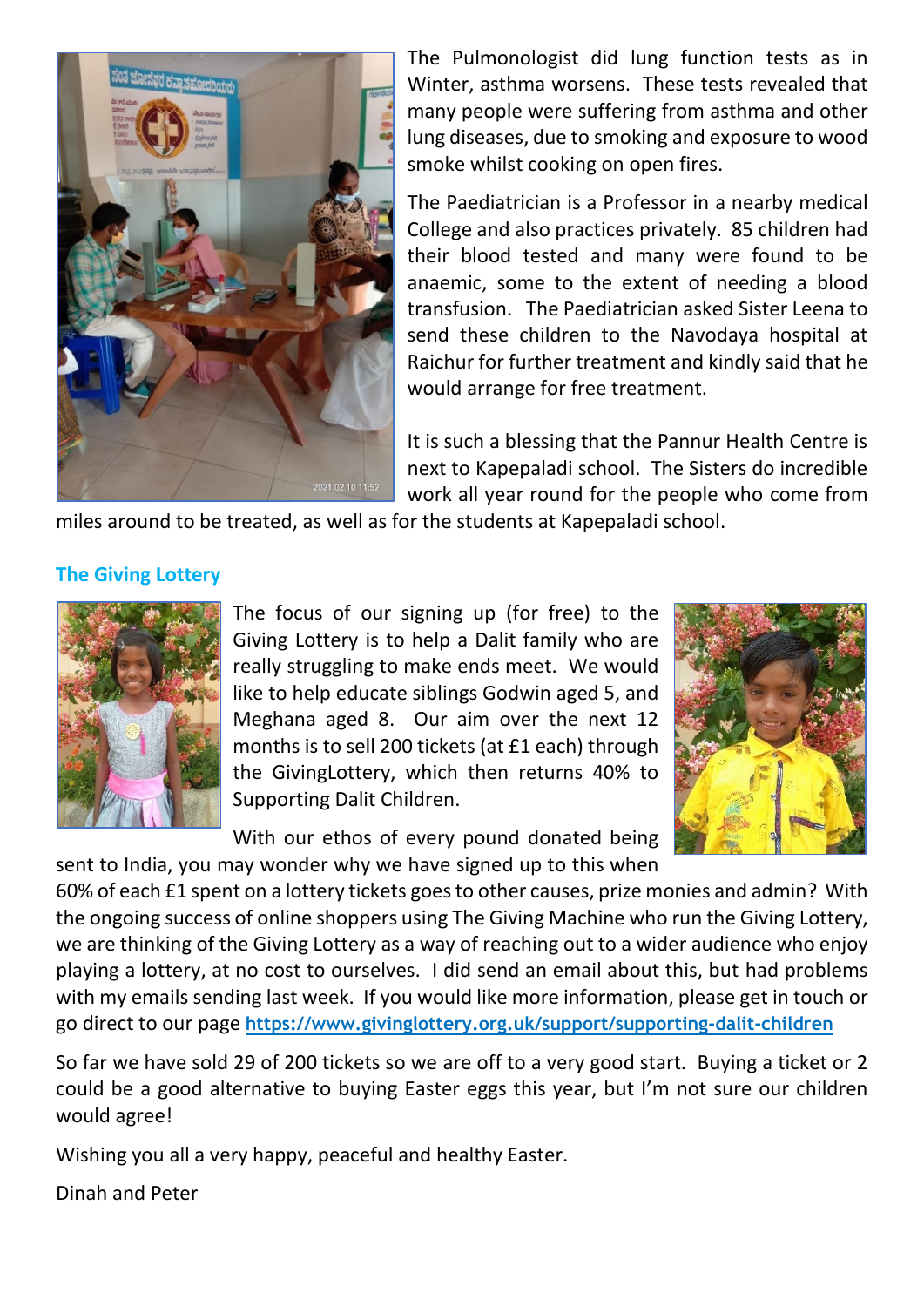The Pulmonologist did lung function tests as in Winter, asthma worsens. These tests revealed that many people were suffering from asthma and other lung diseases, due to smoking and exposure to wood smoke whilst cooking on open fires.

The Paediatrician is a Professor in a nearby medical College and also practices privately. 85 children had their blood tested and many were found to be anaemic, some to the extent of needing a blood transfusion. The Paediatrician asked Sister Leena to send these children to the Navodaya hospital at Raichur for further treatment and kindly said that he would arrange for free treatment.

It is such a blessing that the Pannur Health Centre is next to Kapepaladi school. The Sisters do incredible work all year round for the people who come from miles around to be treated, as well as for the students at Kapepaladi school.

## The Giving Lottery

The focus of our signing up (for free) to the Giving Lottery is to help a Dalit family who are really struggling to make ends meet. We would like to help educate siblings Godwin aged 5, and Meghana aged 8. Our aim over the next 12 months is to sell 200 tickets (at £1 each) through the GivingLottery, which then returns 40% to Supporting Dalit Children.

With our ethos of every pound donated being sent to India, you may wonder why we have signed up to this when 60% of each £1 spent on a lottery tickets goes to other causes, prize monies and admin? With the ongoing success of online shoppers using The Giving Machine who run the Giving Lottery, we are thinking of the Giving Lottery as a way of reaching out to a wider audience who enjoy playing a lottery, at no cost to ourselves. I did send an email about this, but had problems with my emails sending last week. If you would like more information, please get in touch or go direct to our page https://www.givinglottery.org.uk/support/supporting-dalit-children

So far we have sold 29 of 200 tickets so we are off to a very good start. Buying a ticket or 2 could be a good alternative to buying Easter eggs this year, but I'm not sure our children would agree!

Wishing you all a very happy, peaceful and healthy Easter.

Dinah and Peter